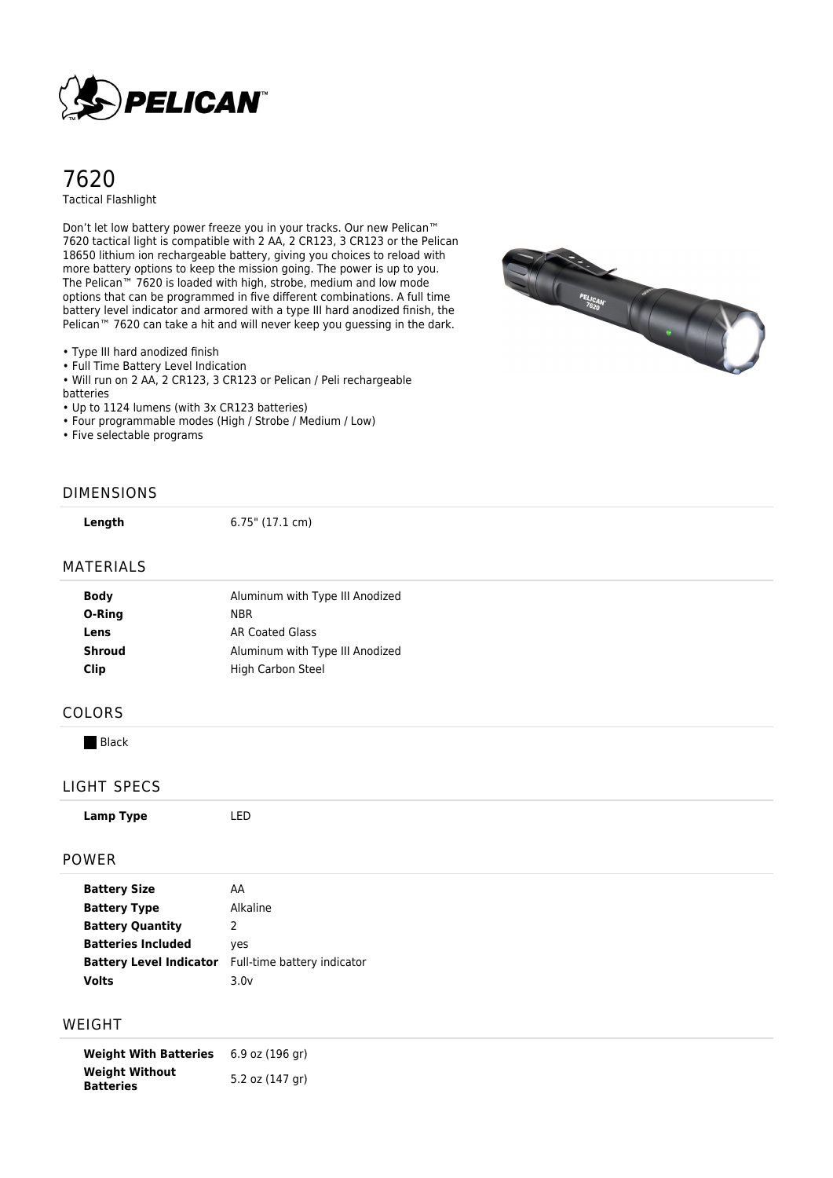PELICAN™

# 7620

Tactical Flashlight

Don't let low battery power freeze you in your tracks. Our new Pelican™ 7620 tactical light is compatible with 2 AA, 2 CR123, 3 CR123 or the Pelican 18650 lithium ion rechargeable battery, giving you choices to reload with more battery options to keep the mission going. The power is up to you. The Pelican™ 7620 is loaded with high, strobe, medium and low mode options that can be programmed in five different combinations. A full time battery level indicator and armored with a type III hard anodized finish, the Pelican™ 7620 can take a hit and will never keep you guessing in the dark.

- Type III hard anodized finish
- Full Time Battery Level Indication
- Will run on 2 AA, 2 CR123, 3 CR123 or Pelican / Peli rechargeable batteries
- Up to 1124 lumens (with 3x CR123 batteries)
- Four programmable modes (High / Strobe / Medium / Low)
- Five selectable programs

## DIMENSIONS

| | |
|---|---|
| **Length** | 6.75" (17.1 cm) |

## MATERIALS

| | |
|---|---|
| **Body** | Aluminum with Type III Anodized |
| **O-Ring** | NBR |
| **Lens** | AR Coated Glass |
| **Shroud** | Aluminum with Type III Anodized |
| **Clip** | High Carbon Steel |

## COLORS

Black

## LIGHT SPECS

| | |
|---|---|
| **Lamp Type** | LED |

## POWER

| | |
|---|---|
| **Battery Size** | AA |
| **Battery Type** | Alkaline |
| **Battery Quantity** | 2 |
| **Batteries Included** | yes |
| **Battery Level Indicator** | Full-time battery indicator |
| **Volts** | 3.0v |

## WEIGHT

| | |
|---|---|
| **Weight With Batteries** | 6.9 oz (196 gr) |
| **Weight Without Batteries** | 5.2 oz (147 gr) |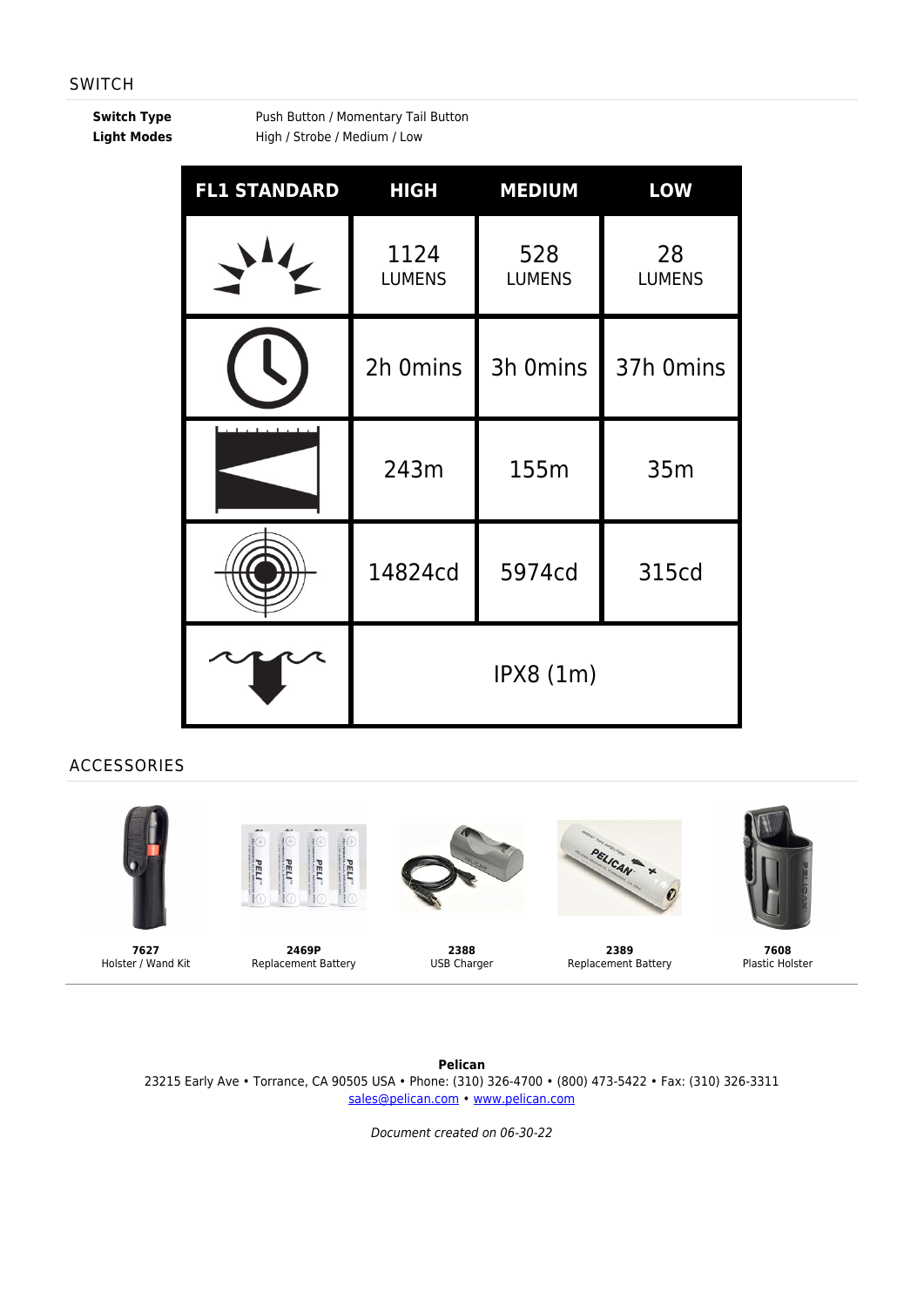## SWITCH

| | |
|---|---|
| **Switch Type** | Push Button / Momentary Tail Button |
| **Light Modes** | High / Strobe / Medium / Low |

| FL1 STANDARD | HIGH | MEDIUM | LOW |
|---|---|---|---|
| | 1124 LUMENS | 528 LUMENS | 28 LUMENS |
| | 2h 0mins | 3h 0mins | 37h 0mins |
| | 243m | 155m | 35m |
| | 14824cd | 5974cd | 315cd |
| | IPX8 (1m) | | |

## ACCESSORIES

**7627**
Holster / Wand Kit

**2469P**
Replacement Battery

**2388**
USB Charger

**2389**
Replacement Battery

**7608**
Plastic Holster

**Pelican**
23215 Early Ave • Torrance, CA 90505 USA • Phone: (310) 326-4700 • (800) 473-5422 • Fax: (310) 326-3311
sales@pelican.com • www.pelican.com

*Document created on 06-30-22*